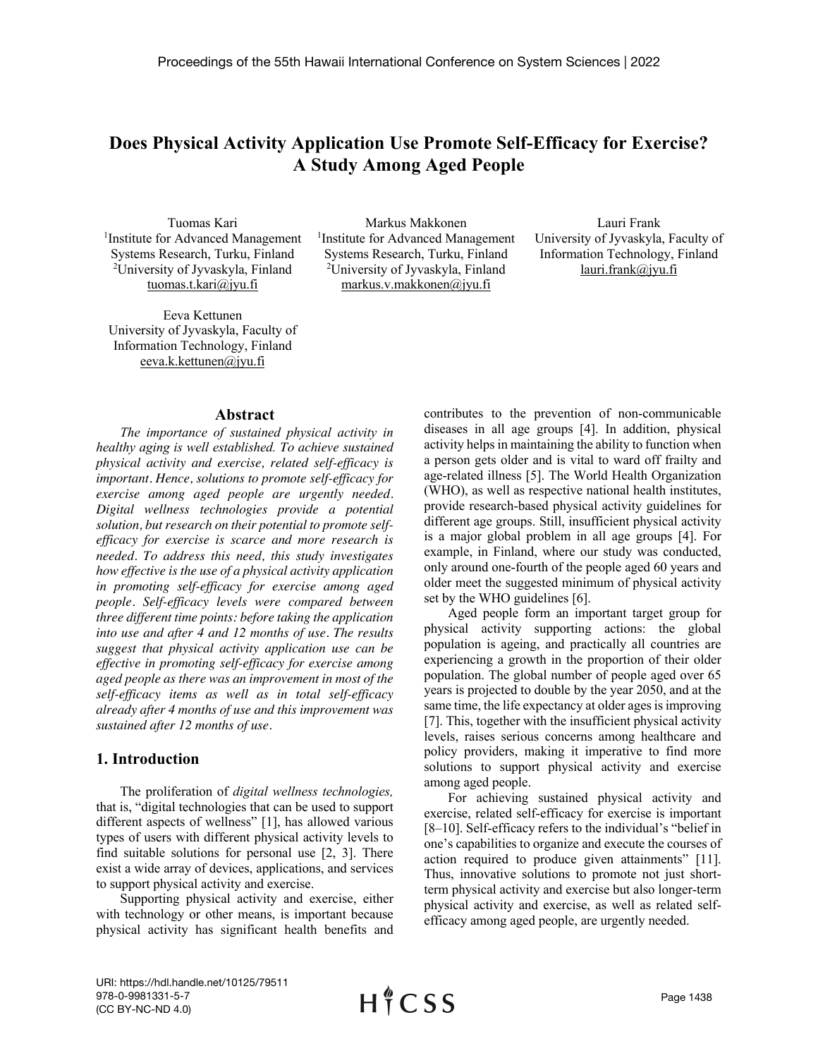# Does Physical Activity Application Use Promote Self-Efficacy for Exercise? A Study Among Aged People

Tuomas Kari
[1]Institute for Advanced Management Systems Research, Turku, Finland
[2]University of Jyvaskyla, Finland
tuomas.t.kari@jyu.fi

Markus Makkonen
[1]Institute for Advanced Management Systems Research, Turku, Finland
[2]University of Jyvaskyla, Finland
markus.v.makkonen@jyu.fi

Lauri Frank
University of Jyvaskyla, Faculty of Information Technology, Finland
lauri.frank@jyu.fi

Eeva Kettunen
University of Jyvaskyla, Faculty of Information Technology, Finland
eeva.k.kettunen@jyu.fi

## Abstract

*The importance of sustained physical activity in healthy aging is well established. To achieve sustained physical activity and exercise, related self-efficacy is important. Hence, solutions to promote self-efficacy for exercise among aged people are urgently needed. Digital wellness technologies provide a potential solution, but research on their potential to promote self-efficacy for exercise is scarce and more research is needed. To address this need, this study investigates how effective is the use of a physical activity application in promoting self-efficacy for exercise among aged people. Self-efficacy levels were compared between three different time points: before taking the application into use and after 4 and 12 months of use. The results suggest that physical activity application use can be effective in promoting self-efficacy for exercise among aged people as there was an improvement in most of the self-efficacy items as well as in total self-efficacy already after 4 months of use and this improvement was sustained after 12 months of use.*

## 1. Introduction

The proliferation of *digital wellness technologies,* that is, "digital technologies that can be used to support different aspects of wellness" [1], has allowed various types of users with different physical activity levels to find suitable solutions for personal use [2, 3]. There exist a wide array of devices, applications, and services to support physical activity and exercise.

Supporting physical activity and exercise, either with technology or other means, is important because physical activity has significant health benefits and contributes to the prevention of non-communicable diseases in all age groups [4]. In addition, physical activity helps in maintaining the ability to function when a person gets older and is vital to ward off frailty and age-related illness [5]. The World Health Organization (WHO), as well as respective national health institutes, provide research-based physical activity guidelines for different age groups. Still, insufficient physical activity is a major global problem in all age groups [4]. For example, in Finland, where our study was conducted, only around one-fourth of the people aged 60 years and older meet the suggested minimum of physical activity set by the WHO guidelines [6].

Aged people form an important target group for physical activity supporting actions: the global population is ageing, and practically all countries are experiencing a growth in the proportion of their older population. The global number of people aged over 65 years is projected to double by the year 2050, and at the same time, the life expectancy at older ages is improving [7]. This, together with the insufficient physical activity levels, raises serious concerns among healthcare and policy providers, making it imperative to find more solutions to support physical activity and exercise among aged people.

For achieving sustained physical activity and exercise, related self-efficacy for exercise is important [8–10]. Self-efficacy refers to the individual's "belief in one's capabilities to organize and execute the courses of action required to produce given attainments" [11]. Thus, innovative solutions to promote not just short-term physical activity and exercise but also longer-term physical activity and exercise, as well as related self-efficacy among aged people, are urgently needed.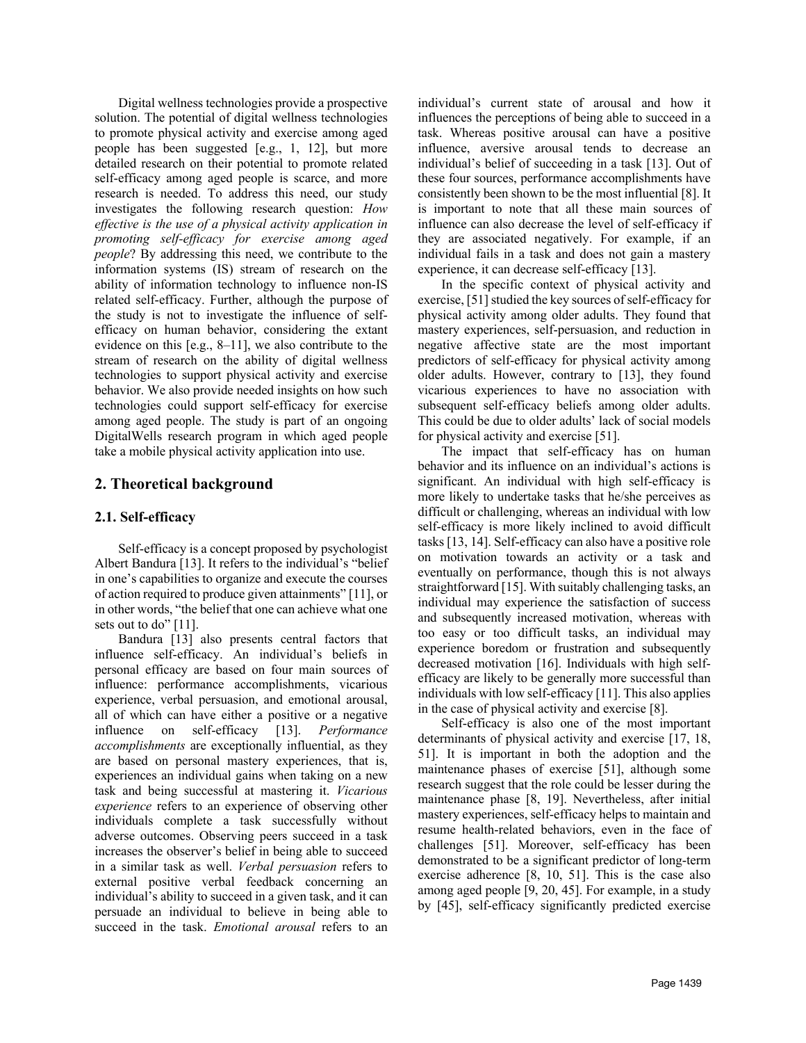Digital wellness technologies provide a prospective solution. The potential of digital wellness technologies to promote physical activity and exercise among aged people has been suggested [e.g., 1, 12], but more detailed research on their potential to promote related self-efficacy among aged people is scarce, and more research is needed. To address this need, our study investigates the following research question: *How effective is the use of a physical activity application in promoting self-efficacy for exercise among aged people*? By addressing this need, we contribute to the information systems (IS) stream of research on the ability of information technology to influence non-IS related self-efficacy. Further, although the purpose of the study is not to investigate the influence of self-efficacy on human behavior, considering the extant evidence on this [e.g., 8–11], we also contribute to the stream of research on the ability of digital wellness technologies to support physical activity and exercise behavior. We also provide needed insights on how such technologies could support self-efficacy for exercise among aged people. The study is part of an ongoing DigitalWells research program in which aged people take a mobile physical activity application into use.

## 2. Theoretical background

### 2.1. Self-efficacy

Self-efficacy is a concept proposed by psychologist Albert Bandura [13]. It refers to the individual's "belief in one's capabilities to organize and execute the courses of action required to produce given attainments" [11], or in other words, "the belief that one can achieve what one sets out to do" [11].

Bandura [13] also presents central factors that influence self-efficacy. An individual's beliefs in personal efficacy are based on four main sources of influence: performance accomplishments, vicarious experience, verbal persuasion, and emotional arousal, all of which can have either a positive or a negative influence on self-efficacy [13]. *Performance accomplishments* are exceptionally influential, as they are based on personal mastery experiences, that is, experiences an individual gains when taking on a new task and being successful at mastering it. *Vicarious experience* refers to an experience of observing other individuals complete a task successfully without adverse outcomes. Observing peers succeed in a task increases the observer's belief in being able to succeed in a similar task as well. *Verbal persuasion* refers to external positive verbal feedback concerning an individual's ability to succeed in a given task, and it can persuade an individual to believe in being able to succeed in the task. *Emotional arousal* refers to an individual's current state of arousal and how it influences the perceptions of being able to succeed in a task. Whereas positive arousal can have a positive influence, aversive arousal tends to decrease an individual's belief of succeeding in a task [13]. Out of these four sources, performance accomplishments have consistently been shown to be the most influential [8]. It is important to note that all these main sources of influence can also decrease the level of self-efficacy if they are associated negatively. For example, if an individual fails in a task and does not gain a mastery experience, it can decrease self-efficacy [13].

In the specific context of physical activity and exercise, [51] studied the key sources of self-efficacy for physical activity among older adults. They found that mastery experiences, self-persuasion, and reduction in negative affective state are the most important predictors of self-efficacy for physical activity among older adults. However, contrary to [13], they found vicarious experiences to have no association with subsequent self-efficacy beliefs among older adults. This could be due to older adults' lack of social models for physical activity and exercise [51].

The impact that self-efficacy has on human behavior and its influence on an individual's actions is significant. An individual with high self-efficacy is more likely to undertake tasks that he/she perceives as difficult or challenging, whereas an individual with low self-efficacy is more likely inclined to avoid difficult tasks [13, 14]. Self-efficacy can also have a positive role on motivation towards an activity or a task and eventually on performance, though this is not always straightforward [15]. With suitably challenging tasks, an individual may experience the satisfaction of success and subsequently increased motivation, whereas with too easy or too difficult tasks, an individual may experience boredom or frustration and subsequently decreased motivation [16]. Individuals with high self-efficacy are likely to be generally more successful than individuals with low self-efficacy [11]. This also applies in the case of physical activity and exercise [8].

Self-efficacy is also one of the most important determinants of physical activity and exercise [17, 18, 51]. It is important in both the adoption and the maintenance phases of exercise [51], although some research suggest that the role could be lesser during the maintenance phase [8, 19]. Nevertheless, after initial mastery experiences, self-efficacy helps to maintain and resume health-related behaviors, even in the face of challenges [51]. Moreover, self-efficacy has been demonstrated to be a significant predictor of long-term exercise adherence [8, 10, 51]. This is the case also among aged people [9, 20, 45]. For example, in a study by [45], self-efficacy significantly predicted exercise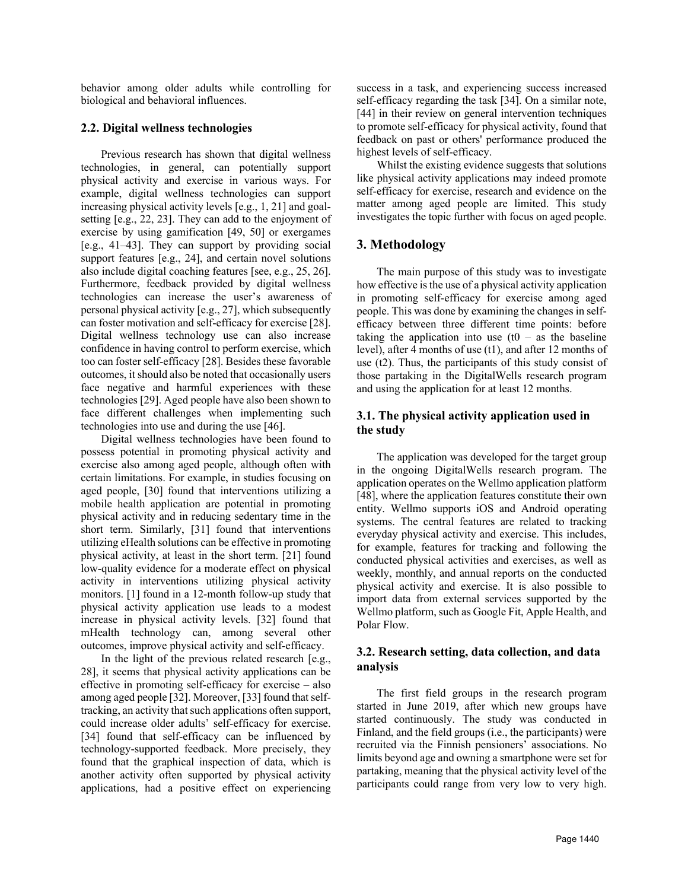behavior among older adults while controlling for biological and behavioral influences.

### 2.2. Digital wellness technologies

Previous research has shown that digital wellness technologies, in general, can potentially support physical activity and exercise in various ways. For example, digital wellness technologies can support increasing physical activity levels [e.g., 1, 21] and goal-setting [e.g., 22, 23]. They can add to the enjoyment of exercise by using gamification [49, 50] or exergames [e.g., 41–43]. They can support by providing social support features [e.g., 24], and certain novel solutions also include digital coaching features [see, e.g., 25, 26]. Furthermore, feedback provided by digital wellness technologies can increase the user's awareness of personal physical activity [e.g., 27], which subsequently can foster motivation and self-efficacy for exercise [28]. Digital wellness technology use can also increase confidence in having control to perform exercise, which too can foster self-efficacy [28]. Besides these favorable outcomes, it should also be noted that occasionally users face negative and harmful experiences with these technologies [29]. Aged people have also been shown to face different challenges when implementing such technologies into use and during the use [46].

Digital wellness technologies have been found to possess potential in promoting physical activity and exercise also among aged people, although often with certain limitations. For example, in studies focusing on aged people, [30] found that interventions utilizing a mobile health application are potential in promoting physical activity and in reducing sedentary time in the short term. Similarly, [31] found that interventions utilizing eHealth solutions can be effective in promoting physical activity, at least in the short term. [21] found low-quality evidence for a moderate effect on physical activity in interventions utilizing physical activity monitors. [1] found in a 12-month follow-up study that physical activity application use leads to a modest increase in physical activity levels. [32] found that mHealth technology can, among several other outcomes, improve physical activity and self-efficacy.

In the light of the previous related research [e.g., 28], it seems that physical activity applications can be effective in promoting self-efficacy for exercise – also among aged people [32]. Moreover, [33] found that self-tracking, an activity that such applications often support, could increase older adults' self-efficacy for exercise. [34] found that self-efficacy can be influenced by technology-supported feedback. More precisely, they found that the graphical inspection of data, which is another activity often supported by physical activity applications, had a positive effect on experiencing success in a task, and experiencing success increased self-efficacy regarding the task [34]. On a similar note, [44] in their review on general intervention techniques to promote self-efficacy for physical activity, found that feedback on past or others' performance produced the highest levels of self-efficacy.

Whilst the existing evidence suggests that solutions like physical activity applications may indeed promote self-efficacy for exercise, research and evidence on the matter among aged people are limited. This study investigates the topic further with focus on aged people.

## 3. Methodology

The main purpose of this study was to investigate how effective is the use of a physical activity application in promoting self-efficacy for exercise among aged people. This was done by examining the changes in self-efficacy between three different time points: before taking the application into use ($t0$ – as the baseline level), after 4 months of use ($t1$), and after 12 months of use ($t2$). Thus, the participants of this study consist of those partaking in the DigitalWells research program and using the application for at least 12 months.

### 3.1. The physical activity application used in the study

The application was developed for the target group in the ongoing DigitalWells research program. The application operates on the Wellmo application platform [48], where the application features constitute their own entity. Wellmo supports iOS and Android operating systems. The central features are related to tracking everyday physical activity and exercise. This includes, for example, features for tracking and following the conducted physical activities and exercises, as well as weekly, monthly, and annual reports on the conducted physical activity and exercise. It is also possible to import data from external services supported by the Wellmo platform, such as Google Fit, Apple Health, and Polar Flow.

### 3.2. Research setting, data collection, and data analysis

The first field groups in the research program started in June 2019, after which new groups have started continuously. The study was conducted in Finland, and the field groups (i.e., the participants) were recruited via the Finnish pensioners' associations. No limits beyond age and owning a smartphone were set for partaking, meaning that the physical activity level of the participants could range from very low to very high.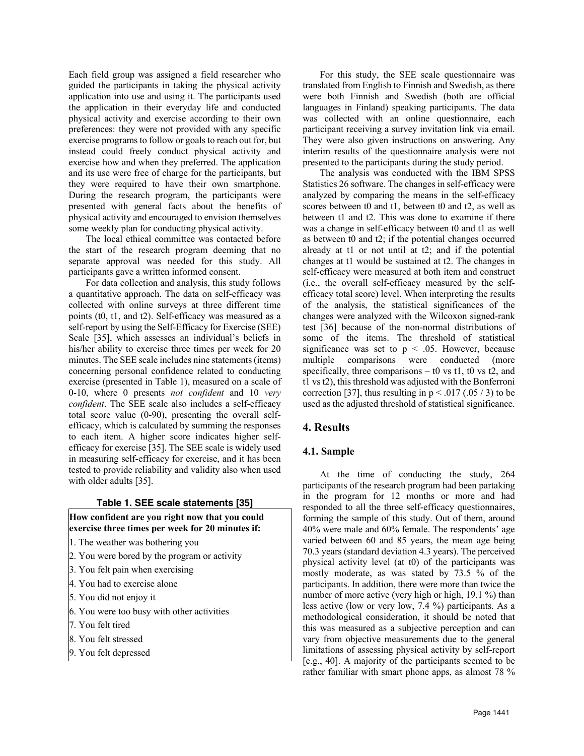Each field group was assigned a field researcher who guided the participants in taking the physical activity application into use and using it. The participants used the application in their everyday life and conducted physical activity and exercise according to their own preferences: they were not provided with any specific exercise programs to follow or goals to reach out for, but instead could freely conduct physical activity and exercise how and when they preferred. The application and its use were free of charge for the participants, but they were required to have their own smartphone. During the research program, the participants were presented with general facts about the benefits of physical activity and encouraged to envision themselves some weekly plan for conducting physical activity.

The local ethical committee was contacted before the start of the research program deeming that no separate approval was needed for this study. All participants gave a written informed consent.

For data collection and analysis, this study follows a quantitative approach. The data on self-efficacy was collected with online surveys at three different time points (t0, t1, and t2). Self-efficacy was measured as a self-report by using the Self-Efficacy for Exercise (SEE) Scale [35], which assesses an individual's beliefs in his/her ability to exercise three times per week for 20 minutes. The SEE scale includes nine statements (items) concerning personal confidence related to conducting exercise (presented in Table 1), measured on a scale of 0-10, where 0 presents *not confident* and 10 *very confident*. The SEE scale also includes a self-efficacy total score value (0-90), presenting the overall self-efficacy, which is calculated by summing the responses to each item. A higher score indicates higher self-efficacy for exercise [35]. The SEE scale is widely used in measuring self-efficacy for exercise, and it has been tested to provide reliability and validity also when used with older adults [35].

**Table 1. SEE scale statements [35]**

| **How confident are you right now that you could exercise three times per week for 20 minutes if:** |
|---|
| 1. The weather was bothering you |
| 2. You were bored by the program or activity |
| 3. You felt pain when exercising |
| 4. You had to exercise alone |
| 5. You did not enjoy it |
| 6. You were too busy with other activities |
| 7. You felt tired |
| 8. You felt stressed |
| 9. You felt depressed |

For this study, the SEE scale questionnaire was translated from English to Finnish and Swedish, as there were both Finnish and Swedish (both are official languages in Finland) speaking participants. The data was collected with an online questionnaire, each participant receiving a survey invitation link via email. They were also given instructions on answering. Any interim results of the questionnaire analysis were not presented to the participants during the study period.

The analysis was conducted with the IBM SPSS Statistics 26 software. The changes in self-efficacy were analyzed by comparing the means in the self-efficacy scores between t0 and t1, between t0 and t2, as well as between t1 and t2. This was done to examine if there was a change in self-efficacy between t0 and t1 as well as between t0 and t2; if the potential changes occurred already at t1 or not until at t2; and if the potential changes at t1 would be sustained at t2. The changes in self-efficacy were measured at both item and construct (i.e., the overall self-efficacy measured by the self-efficacy total score) level. When interpreting the results of the analysis, the statistical significances of the changes were analyzed with the Wilcoxon signed-rank test [36] because of the non-normal distributions of some of the items. The threshold of statistical significance was set to $p < .05$. However, because multiple comparisons were conducted (more specifically, three comparisons – t0 vs t1, t0 vs t2, and t1 vs t2), this threshold was adjusted with the Bonferroni correction [37], thus resulting in $p < .017$ (.05 / 3) to be used as the adjusted threshold of statistical significance.

## 4. Results

### 4.1. Sample

At the time of conducting the study, 264 participants of the research program had been partaking in the program for 12 months or more and had responded to all the three self-efficacy questionnaires, forming the sample of this study. Out of them, around 40% were male and 60% female. The respondents' age varied between 60 and 85 years, the mean age being 70.3 years (standard deviation 4.3 years). The perceived physical activity level (at t0) of the participants was mostly moderate, as was stated by 73.5 % of the participants. In addition, there were more than twice the number of more active (very high or high, 19.1 %) than less active (low or very low, 7.4 %) participants. As a methodological consideration, it should be noted that this was measured as a subjective perception and can vary from objective measurements due to the general limitations of assessing physical activity by self-report [e.g., 40]. A majority of the participants seemed to be rather familiar with smart phone apps, as almost 78 %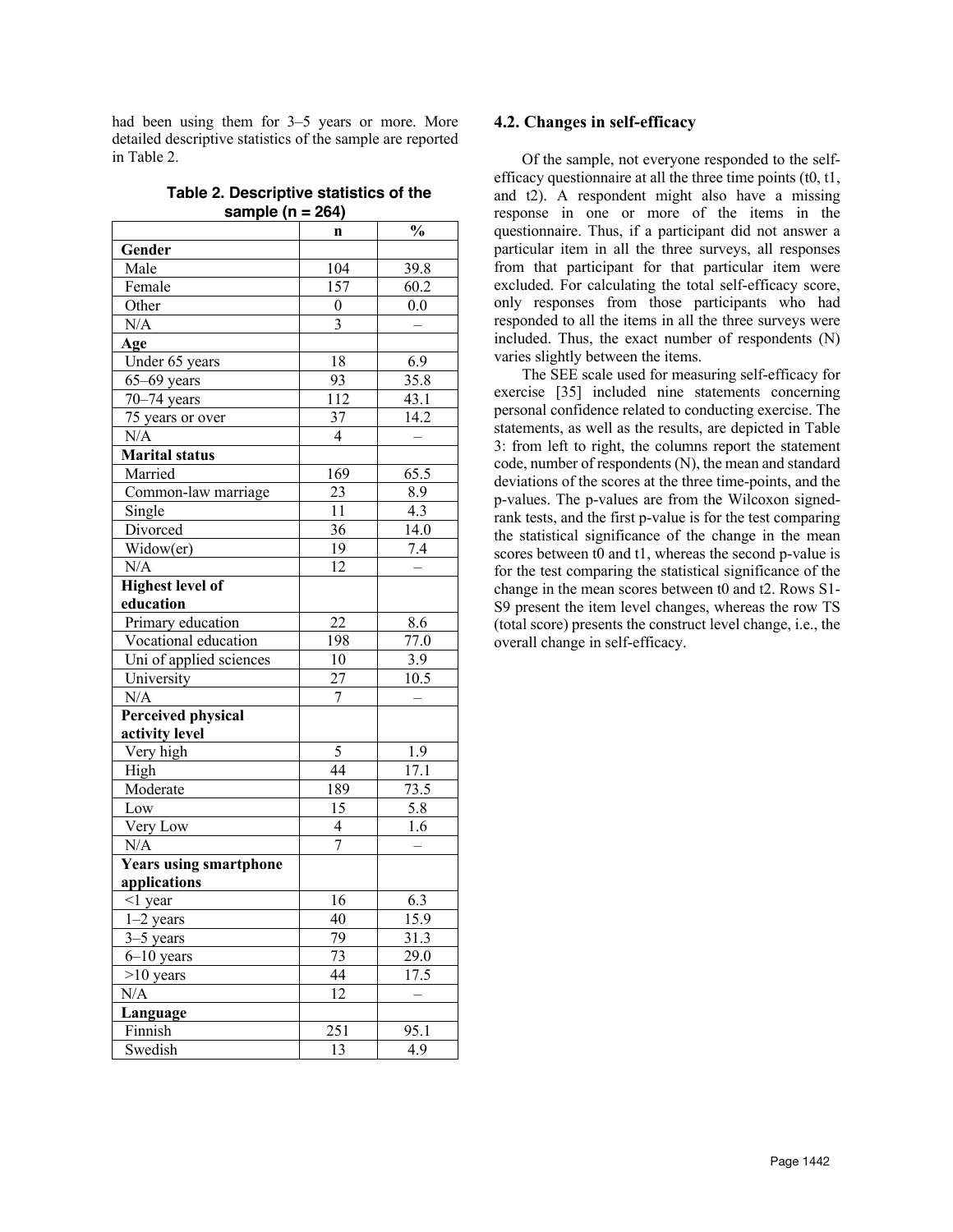had been using them for 3–5 years or more. More detailed descriptive statistics of the sample are reported in Table 2.

**Table 2. Descriptive statistics of the sample (n = 264)**

| | n | % |
|---|---|---|
| **Gender** | | |
| Male | 104 | 39.8 |
| Female | 157 | 60.2 |
| Other | 0 | 0.0 |
| N/A | 3 | – |
| **Age** | | |
| Under 65 years | 18 | 6.9 |
| 65–69 years | 93 | 35.8 |
| 70–74 years | 112 | 43.1 |
| 75 years or over | 37 | 14.2 |
| N/A | 4 | – |
| **Marital status** | | |
| Married | 169 | 65.5 |
| Common-law marriage | 23 | 8.9 |
| Single | 11 | 4.3 |
| Divorced | 36 | 14.0 |
| Widow(er) | 19 | 7.4 |
| N/A | 12 | – |
| **Highest level of education** | | |
| Primary education | 22 | 8.6 |
| Vocational education | 198 | 77.0 |
| Uni of applied sciences | 10 | 3.9 |
| University | 27 | 10.5 |
| N/A | 7 | – |
| **Perceived physical activity level** | | |
| Very high | 5 | 1.9 |
| High | 44 | 17.1 |
| Moderate | 189 | 73.5 |
| Low | 15 | 5.8 |
| Very Low | 4 | 1.6 |
| N/A | 7 | – |
| **Years using smartphone applications** | | |
| <1 year | 16 | 6.3 |
| 1–2 years | 40 | 15.9 |
| 3–5 years | 79 | 31.3 |
| 6–10 years | 73 | 29.0 |
| >10 years | 44 | 17.5 |
| N/A | 12 | – |
| **Language** | | |
| Finnish | 251 | 95.1 |
| Swedish | 13 | 4.9 |

### 4.2. Changes in self-efficacy

Of the sample, not everyone responded to the self-efficacy questionnaire at all the three time points (t0, t1, and t2). A respondent might also have a missing response in one or more of the items in the questionnaire. Thus, if a participant did not answer a particular item in all the three surveys, all responses from that participant for that particular item were excluded. For calculating the total self-efficacy score, only responses from those participants who had responded to all the items in all the three surveys were included. Thus, the exact number of respondents (N) varies slightly between the items.

The SEE scale used for measuring self-efficacy for exercise [35] included nine statements concerning personal confidence related to conducting exercise. The statements, as well as the results, are depicted in Table 3: from left to right, the columns report the statement code, number of respondents (N), the mean and standard deviations of the scores at the three time-points, and the p-values. The p-values are from the Wilcoxon signed-rank tests, and the first p-value is for the test comparing the statistical significance of the change in the mean scores between t0 and t1, whereas the second p-value is for the test comparing the statistical significance of the change in the mean scores between t0 and t2. Rows S1-S9 present the item level changes, whereas the row TS (total score) presents the construct level change, i.e., the overall change in self-efficacy.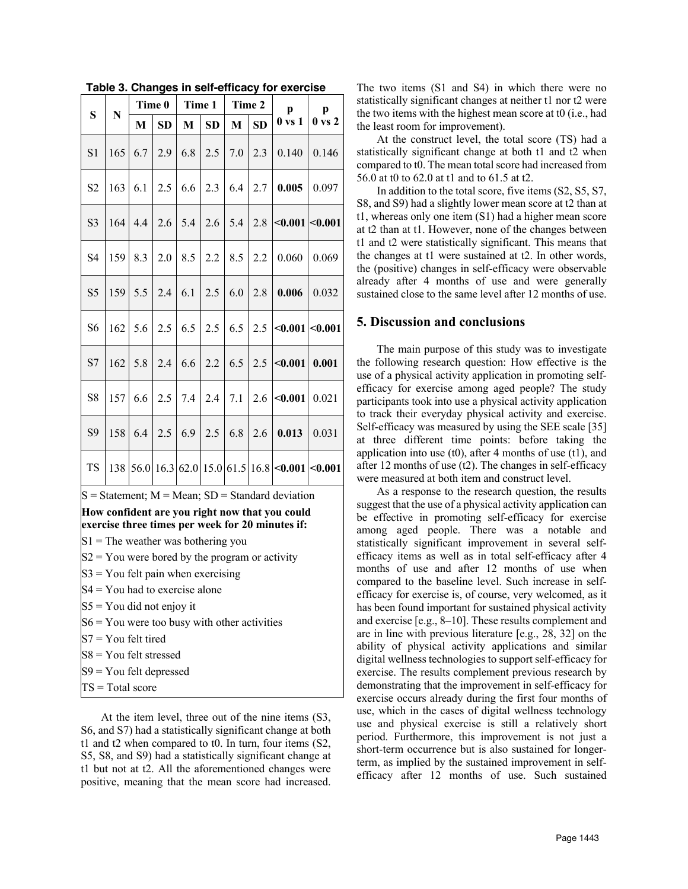**Table 3. Changes in self-efficacy for exercise**

| S | N | Time 0 | | Time 1 | | Time 2 | | p | p |
|---|---|---|---|---|---|---|---|---|---|
| | | M | SD | M | SD | M | SD | 0 vs 1 | 0 vs 2 |
| S1 | 165 | 6.7 | 2.9 | 6.8 | 2.5 | 7.0 | 2.3 | 0.140 | 0.146 |
| S2 | 163 | 6.1 | 2.5 | 6.6 | 2.3 | 6.4 | 2.7 | **0.005** | 0.097 |
| S3 | 164 | 4.4 | 2.6 | 5.4 | 2.6 | 5.4 | 2.8 | **<0.001** | **<0.001** |
| S4 | 159 | 8.3 | 2.0 | 8.5 | 2.2 | 8.5 | 2.2 | 0.060 | 0.069 |
| S5 | 159 | 5.5 | 2.4 | 6.1 | 2.5 | 6.0 | 2.8 | **0.006** | 0.032 |
| S6 | 162 | 5.6 | 2.5 | 6.5 | 2.5 | 6.5 | 2.5 | **<0.001** | **<0.001** |
| S7 | 162 | 5.8 | 2.4 | 6.6 | 2.2 | 6.5 | 2.5 | **<0.001** | **0.001** |
| S8 | 157 | 6.6 | 2.5 | 7.4 | 2.4 | 7.1 | 2.6 | **<0.001** | 0.021 |
| S9 | 158 | 6.4 | 2.5 | 6.9 | 2.5 | 6.8 | 2.6 | **0.013** | 0.031 |
| TS | 138 | 56.0 | 16.3 | 62.0 | 15.0 | 61.5 | 16.8 | **<0.001** | **<0.001** |

S = Statement; M = Mean; SD = Standard deviation

**How confident are you right now that you could exercise three times per week for 20 minutes if:**

S1 = The weather was bothering you
S2 = You were bored by the program or activity
S3 = You felt pain when exercising
S4 = You had to exercise alone
S5 = You did not enjoy it
S6 = You were too busy with other activities
S7 = You felt tired
S8 = You felt stressed
S9 = You felt depressed
TS = Total score

At the item level, three out of the nine items (S3, S6, and S7) had a statistically significant change at both t1 and t2 when compared to t0. In turn, four items (S2, S5, S8, and S9) had a statistically significant change at t1 but not at t2. All the aforementioned changes were positive, meaning that the mean score had increased. The two items (S1 and S4) in which there were no statistically significant changes at neither t1 nor t2 were the two items with the highest mean score at t0 (i.e., had the least room for improvement).

At the construct level, the total score (TS) had a statistically significant change at both t1 and t2 when compared to t0. The mean total score had increased from 56.0 at t0 to 62.0 at t1 and to 61.5 at t2.

In addition to the total score, five items (S2, S5, S7, S8, and S9) had a slightly lower mean score at t2 than at t1, whereas only one item (S1) had a higher mean score at t2 than at t1. However, none of the changes between t1 and t2 were statistically significant. This means that the changes at t1 were sustained at t2. In other words, the (positive) changes in self-efficacy were observable already after 4 months of use and were generally sustained close to the same level after 12 months of use.

## 5. Discussion and conclusions

The main purpose of this study was to investigate the following research question: How effective is the use of a physical activity application in promoting self-efficacy for exercise among aged people? The study participants took into use a physical activity application to track their everyday physical activity and exercise. Self-efficacy was measured by using the SEE scale [35] at three different time points: before taking the application into use (t0), after 4 months of use (t1), and after 12 months of use (t2). The changes in self-efficacy were measured at both item and construct level.

As a response to the research question, the results suggest that the use of a physical activity application can be effective in promoting self-efficacy for exercise among aged people. There was a notable and statistically significant improvement in several self-efficacy items as well as in total self-efficacy after 4 months of use and after 12 months of use when compared to the baseline level. Such increase in self-efficacy for exercise is, of course, very welcomed, as it has been found important for sustained physical activity and exercise [e.g., 8–10]. These results complement and are in line with previous literature [e.g., 28, 32] on the ability of physical activity applications and similar digital wellness technologies to support self-efficacy for exercise. The results complement previous research by demonstrating that the improvement in self-efficacy for exercise occurs already during the first four months of use, which in the cases of digital wellness technology use and physical exercise is still a relatively short period. Furthermore, this improvement is not just a short-term occurrence but is also sustained for longer-term, as implied by the sustained improvement in self-efficacy after 12 months of use. Such sustained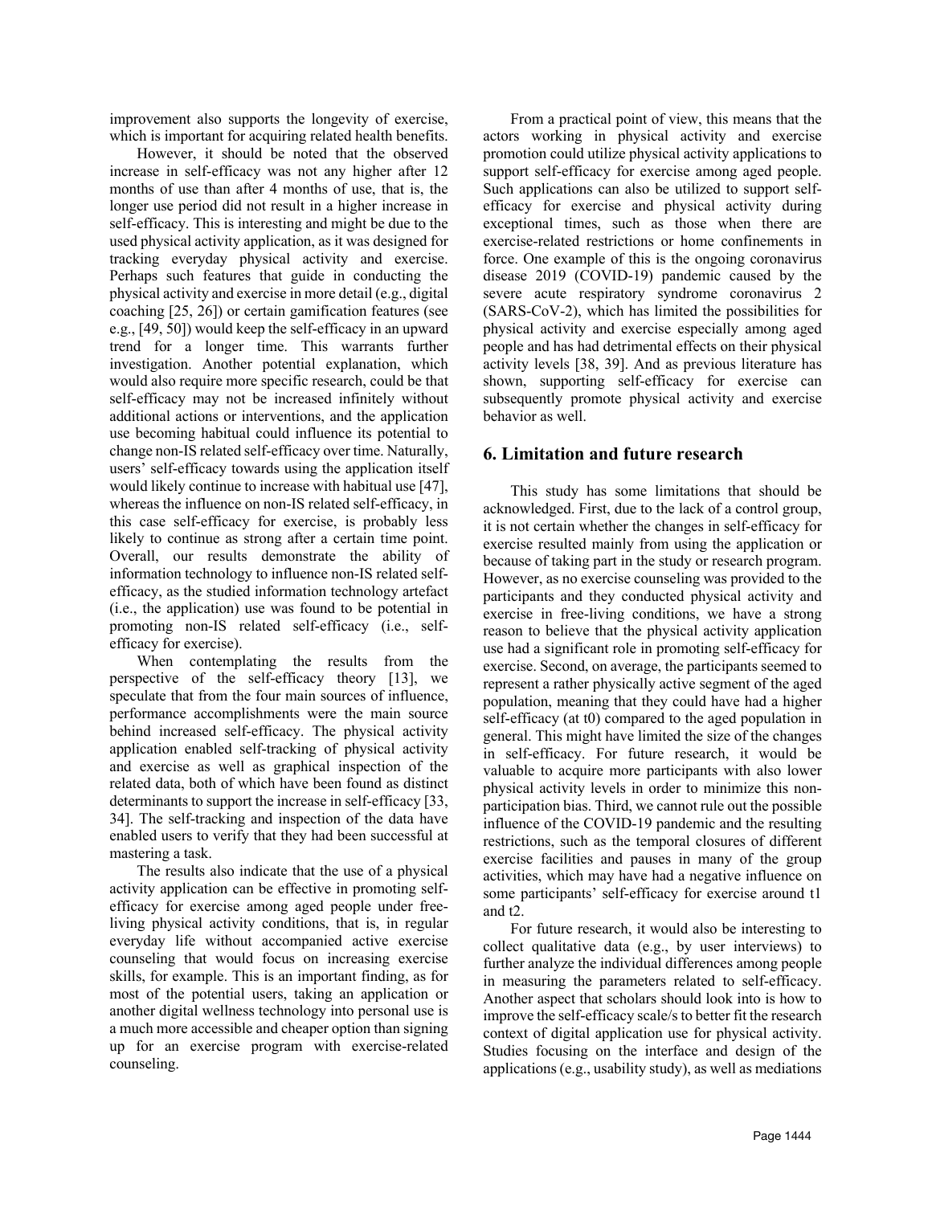improvement also supports the longevity of exercise, which is important for acquiring related health benefits.

However, it should be noted that the observed increase in self-efficacy was not any higher after 12 months of use than after 4 months of use, that is, the longer use period did not result in a higher increase in self-efficacy. This is interesting and might be due to the used physical activity application, as it was designed for tracking everyday physical activity and exercise. Perhaps such features that guide in conducting the physical activity and exercise in more detail (e.g., digital coaching [25, 26]) or certain gamification features (see e.g., [49, 50]) would keep the self-efficacy in an upward trend for a longer time. This warrants further investigation. Another potential explanation, which would also require more specific research, could be that self-efficacy may not be increased infinitely without additional actions or interventions, and the application use becoming habitual could influence its potential to change non-IS related self-efficacy over time. Naturally, users' self-efficacy towards using the application itself would likely continue to increase with habitual use [47], whereas the influence on non-IS related self-efficacy, in this case self-efficacy for exercise, is probably less likely to continue as strong after a certain time point. Overall, our results demonstrate the ability of information technology to influence non-IS related self-efficacy, as the studied information technology artefact (i.e., the application) use was found to be potential in promoting non-IS related self-efficacy (i.e., self-efficacy for exercise).

When contemplating the results from the perspective of the self-efficacy theory [13], we speculate that from the four main sources of influence, performance accomplishments were the main source behind increased self-efficacy. The physical activity application enabled self-tracking of physical activity and exercise as well as graphical inspection of the related data, both of which have been found as distinct determinants to support the increase in self-efficacy [33, 34]. The self-tracking and inspection of the data have enabled users to verify that they had been successful at mastering a task.

The results also indicate that the use of a physical activity application can be effective in promoting self-efficacy for exercise among aged people under free-living physical activity conditions, that is, in regular everyday life without accompanied active exercise counseling that would focus on increasing exercise skills, for example. This is an important finding, as for most of the potential users, taking an application or another digital wellness technology into personal use is a much more accessible and cheaper option than signing up for an exercise program with exercise-related counseling.

From a practical point of view, this means that the actors working in physical activity and exercise promotion could utilize physical activity applications to support self-efficacy for exercise among aged people. Such applications can also be utilized to support self-efficacy for exercise and physical activity during exceptional times, such as those when there are exercise-related restrictions or home confinements in force. One example of this is the ongoing coronavirus disease 2019 (COVID-19) pandemic caused by the severe acute respiratory syndrome coronavirus 2 (SARS-CoV-2), which has limited the possibilities for physical activity and exercise especially among aged people and has had detrimental effects on their physical activity levels [38, 39]. And as previous literature has shown, supporting self-efficacy for exercise can subsequently promote physical activity and exercise behavior as well.

## 6. Limitation and future research

This study has some limitations that should be acknowledged. First, due to the lack of a control group, it is not certain whether the changes in self-efficacy for exercise resulted mainly from using the application or because of taking part in the study or research program. However, as no exercise counseling was provided to the participants and they conducted physical activity and exercise in free-living conditions, we have a strong reason to believe that the physical activity application use had a significant role in promoting self-efficacy for exercise. Second, on average, the participants seemed to represent a rather physically active segment of the aged population, meaning that they could have had a higher self-efficacy (at t0) compared to the aged population in general. This might have limited the size of the changes in self-efficacy. For future research, it would be valuable to acquire more participants with also lower physical activity levels in order to minimize this non-participation bias. Third, we cannot rule out the possible influence of the COVID-19 pandemic and the resulting restrictions, such as the temporal closures of different exercise facilities and pauses in many of the group activities, which may have had a negative influence on some participants' self-efficacy for exercise around t1 and t2.

For future research, it would also be interesting to collect qualitative data (e.g., by user interviews) to further analyze the individual differences among people in measuring the parameters related to self-efficacy. Another aspect that scholars should look into is how to improve the self-efficacy scale/s to better fit the research context of digital application use for physical activity. Studies focusing on the interface and design of the applications (e.g., usability study), as well as mediations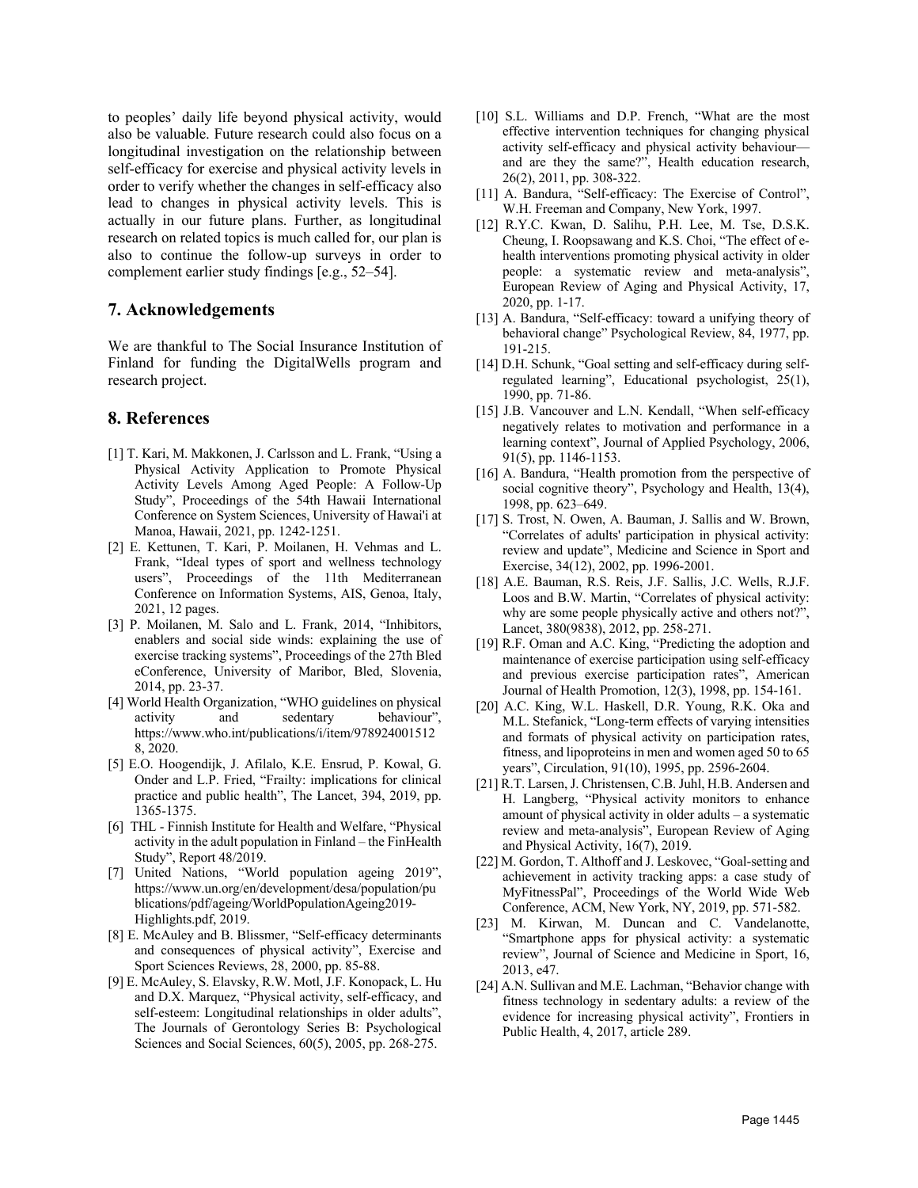to peoples' daily life beyond physical activity, would also be valuable. Future research could also focus on a longitudinal investigation on the relationship between self-efficacy for exercise and physical activity levels in order to verify whether the changes in self-efficacy also lead to changes in physical activity levels. This is actually in our future plans. Further, as longitudinal research on related topics is much called for, our plan is also to continue the follow-up surveys in order to complement earlier study findings [e.g., 52–54].

## 7. Acknowledgements

We are thankful to The Social Insurance Institution of Finland for funding the DigitalWells program and research project.

## 8. References

[1] T. Kari, M. Makkonen, J. Carlsson and L. Frank, "Using a Physical Activity Application to Promote Physical Activity Levels Among Aged People: A Follow-Up Study", Proceedings of the 54th Hawaii International Conference on System Sciences, University of Hawai'i at Manoa, Hawaii, 2021, pp. 1242-1251.

[2] E. Kettunen, T. Kari, P. Moilanen, H. Vehmas and L. Frank, "Ideal types of sport and wellness technology users", Proceedings of the 11th Mediterranean Conference on Information Systems, AIS, Genoa, Italy, 2021, 12 pages.

[3] P. Moilanen, M. Salo and L. Frank, 2014, "Inhibitors, enablers and social side winds: explaining the use of exercise tracking systems", Proceedings of the 27th Bled eConference, University of Maribor, Bled, Slovenia, 2014, pp. 23-37.

[4] World Health Organization, "WHO guidelines on physical activity and sedentary behaviour", https://www.who.int/publications/i/item/9789240015128, 2020.

[5] E.O. Hoogendijk, J. Afilalo, K.E. Ensrud, P. Kowal, G. Onder and L.P. Fried, "Frailty: implications for clinical practice and public health", The Lancet, 394, 2019, pp. 1365-1375.

[6] THL - Finnish Institute for Health and Welfare, "Physical activity in the adult population in Finland – the FinHealth Study", Report 48/2019.

[7] United Nations, "World population ageing 2019", https://www.un.org/en/development/desa/population/publications/pdf/ageing/WorldPopulationAgeing2019-Highlights.pdf, 2019.

[8] E. McAuley and B. Blissmer, "Self-efficacy determinants and consequences of physical activity", Exercise and Sport Sciences Reviews, 28, 2000, pp. 85-88.

[9] E. McAuley, S. Elavsky, R.W. Motl, J.F. Konopack, L. Hu and D.X. Marquez, "Physical activity, self-efficacy, and self-esteem: Longitudinal relationships in older adults", The Journals of Gerontology Series B: Psychological Sciences and Social Sciences, 60(5), 2005, pp. 268-275.

[10] S.L. Williams and D.P. French, "What are the most effective intervention techniques for changing physical activity self-efficacy and physical activity behaviour—and are they the same?", Health education research, 26(2), 2011, pp. 308-322.

[11] A. Bandura, "Self-efficacy: The Exercise of Control", W.H. Freeman and Company, New York, 1997.

[12] R.Y.C. Kwan, D. Salihu, P.H. Lee, M. Tse, D.S.K. Cheung, I. Roopsawang and K.S. Choi, "The effect of e-health interventions promoting physical activity in older people: a systematic review and meta-analysis", European Review of Aging and Physical Activity, 17, 2020, pp. 1-17.

[13] A. Bandura, "Self-efficacy: toward a unifying theory of behavioral change" Psychological Review, 84, 1977, pp. 191-215.

[14] D.H. Schunk, "Goal setting and self-efficacy during self-regulated learning", Educational psychologist, 25(1), 1990, pp. 71-86.

[15] J.B. Vancouver and L.N. Kendall, "When self-efficacy negatively relates to motivation and performance in a learning context", Journal of Applied Psychology, 2006, 91(5), pp. 1146-1153.

[16] A. Bandura, "Health promotion from the perspective of social cognitive theory", Psychology and Health, 13(4), 1998, pp. 623–649.

[17] S. Trost, N. Owen, A. Bauman, J. Sallis and W. Brown, "Correlates of adults' participation in physical activity: review and update", Medicine and Science in Sport and Exercise, 34(12), 2002, pp. 1996-2001.

[18] A.E. Bauman, R.S. Reis, J.F. Sallis, J.C. Wells, R.J.F. Loos and B.W. Martin, "Correlates of physical activity: why are some people physically active and others not?", Lancet, 380(9838), 2012, pp. 258-271.

[19] R.F. Oman and A.C. King, "Predicting the adoption and maintenance of exercise participation using self-efficacy and previous exercise participation rates", American Journal of Health Promotion, 12(3), 1998, pp. 154-161.

[20] A.C. King, W.L. Haskell, D.R. Young, R.K. Oka and M.L. Stefanick, "Long-term effects of varying intensities and formats of physical activity on participation rates, fitness, and lipoproteins in men and women aged 50 to 65 years", Circulation, 91(10), 1995, pp. 2596-2604.

[21] R.T. Larsen, J. Christensen, C.B. Juhl, H.B. Andersen and H. Langberg, "Physical activity monitors to enhance amount of physical activity in older adults – a systematic review and meta-analysis", European Review of Aging and Physical Activity, 16(7), 2019.

[22] M. Gordon, T. Althoff and J. Leskovec, "Goal-setting and achievement in activity tracking apps: a case study of MyFitnessPal", Proceedings of the World Wide Web Conference, ACM, New York, NY, 2019, pp. 571-582.

[23] M. Kirwan, M. Duncan and C. Vandelanotte, "Smartphone apps for physical activity: a systematic review", Journal of Science and Medicine in Sport, 16, 2013, e47.

[24] A.N. Sullivan and M.E. Lachman, "Behavior change with fitness technology in sedentary adults: a review of the evidence for increasing physical activity", Frontiers in Public Health, 4, 2017, article 289.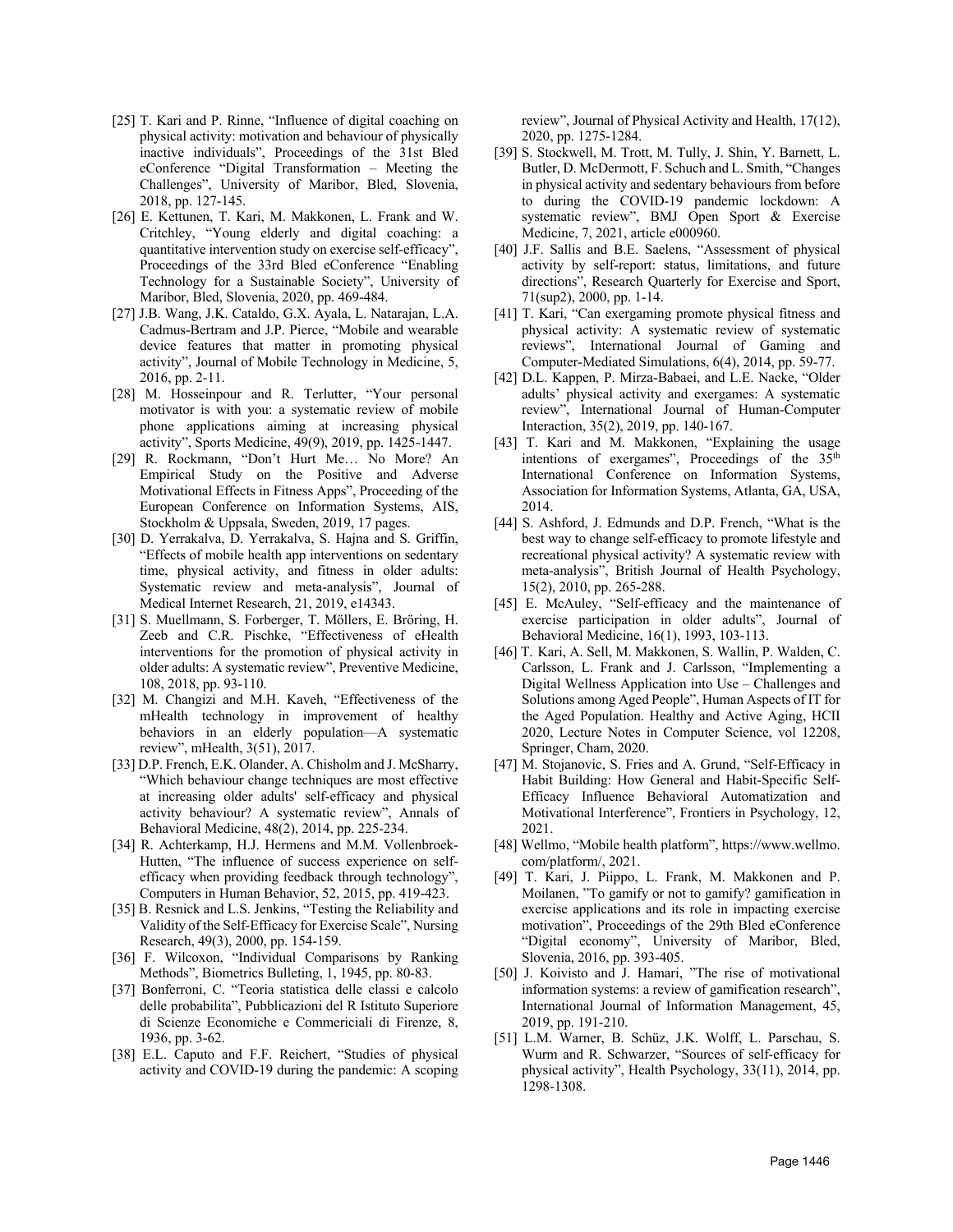[25] T. Kari and P. Rinne, “Influence of digital coaching on physical activity: motivation and behaviour of physically inactive individuals”, Proceedings of the 31st Bled eConference “Digital Transformation – Meeting the Challenges”, University of Maribor, Bled, Slovenia, 2018, pp. 127-145.

[26] E. Kettunen, T. Kari, M. Makkonen, L. Frank and W. Critchley, “Young elderly and digital coaching: a quantitative intervention study on exercise self-efficacy”, Proceedings of the 33rd Bled eConference “Enabling Technology for a Sustainable Society”, University of Maribor, Bled, Slovenia, 2020, pp. 469-484.

[27] J.B. Wang, J.K. Cataldo, G.X. Ayala, L. Natarajan, L.A. Cadmus-Bertram and J.P. Pierce, “Mobile and wearable device features that matter in promoting physical activity”, Journal of Mobile Technology in Medicine, 5, 2016, pp. 2-11.

[28] M. Hosseinpour and R. Terlutter, “Your personal motivator is with you: a systematic review of mobile phone applications aiming at increasing physical activity”, Sports Medicine, 49(9), 2019, pp. 1425-1447.

[29] R. Rockmann, “Don’t Hurt Me… No More? An Empirical Study on the Positive and Adverse Motivational Effects in Fitness Apps”, Proceeding of the European Conference on Information Systems, AIS, Stockholm & Uppsala, Sweden, 2019, 17 pages.

[30] D. Yerrakalva, D. Yerrakalva, S. Hajna and S. Griffin, “Effects of mobile health app interventions on sedentary time, physical activity, and fitness in older adults: Systematic review and meta-analysis”, Journal of Medical Internet Research, 21, 2019, e14343.

[31] S. Muellmann, S. Forberger, T. Möllers, E. Bröring, H. Zeeb and C.R. Pischke, “Effectiveness of eHealth interventions for the promotion of physical activity in older adults: A systematic review”, Preventive Medicine, 108, 2018, pp. 93-110.

[32] M. Changizi and M.H. Kaveh, “Effectiveness of the mHealth technology in improvement of healthy behaviors in an elderly population—A systematic review”, mHealth, 3(51), 2017.

[33] D.P. French, E.K. Olander, A. Chisholm and J. McSharry, “Which behaviour change techniques are most effective at increasing older adults' self-efficacy and physical activity behaviour? A systematic review”, Annals of Behavioral Medicine, 48(2), 2014, pp. 225-234.

[34] R. Achterkamp, H.J. Hermens and M.M. Vollenbroek-Hutten, “The influence of success experience on self-efficacy when providing feedback through technology”, Computers in Human Behavior, 52, 2015, pp. 419-423.

[35] B. Resnick and L.S. Jenkins, “Testing the Reliability and Validity of the Self-Efficacy for Exercise Scale”, Nursing Research, 49(3), 2000, pp. 154-159.

[36] F. Wilcoxon, “Individual Comparisons by Ranking Methods”, Biometrics Bulleting, 1, 1945, pp. 80-83.

[37] Bonferroni, C. “Teoria statistica delle classi e calcolo delle probabilita”, Pubblicazioni del R Istituto Superiore di Scienze Economiche e Commerciali di Firenze, 8, 1936, pp. 3-62.

[38] E.L. Caputo and F.F. Reichert, “Studies of physical activity and COVID-19 during the pandemic: A scoping review”, Journal of Physical Activity and Health, 17(12), 2020, pp. 1275-1284.

[39] S. Stockwell, M. Trott, M. Tully, J. Shin, Y. Barnett, L. Butler, D. McDermott, F. Schuch and L. Smith, “Changes in physical activity and sedentary behaviours from before to during the COVID-19 pandemic lockdown: A systematic review”, BMJ Open Sport & Exercise Medicine, 7, 2021, article e000960.

[40] J.F. Sallis and B.E. Saelens, “Assessment of physical activity by self-report: status, limitations, and future directions”, Research Quarterly for Exercise and Sport, 71(sup2), 2000, pp. 1-14.

[41] T. Kari, “Can exergaming promote physical fitness and physical activity: A systematic review of systematic reviews”, International Journal of Gaming and Computer-Mediated Simulations, 6(4), 2014, pp. 59-77.

[42] D.L. Kappen, P. Mirza-Babaei, and L.E. Nacke, “Older adults’ physical activity and exergames: A systematic review”, International Journal of Human-Computer Interaction, 35(2), 2019, pp. 140-167.

[43] T. Kari and M. Makkonen, “Explaining the usage intentions of exergames”, Proceedings of the 35th International Conference on Information Systems, Association for Information Systems, Atlanta, GA, USA, 2014.

[44] S. Ashford, J. Edmunds and D.P. French, “What is the best way to change self-efficacy to promote lifestyle and recreational physical activity? A systematic review with meta-analysis”, British Journal of Health Psychology, 15(2), 2010, pp. 265-288.

[45] E. McAuley, “Self-efficacy and the maintenance of exercise participation in older adults”, Journal of Behavioral Medicine, 16(1), 1993, 103-113.

[46] T. Kari, A. Sell, M. Makkonen, S. Wallin, P. Walden, C. Carlsson, L. Frank and J. Carlsson, “Implementing a Digital Wellness Application into Use – Challenges and Solutions among Aged People”, Human Aspects of IT for the Aged Population. Healthy and Active Aging, HCII 2020, Lecture Notes in Computer Science, vol 12208, Springer, Cham, 2020.

[47] M. Stojanovic, S. Fries and A. Grund, “Self-Efficacy in Habit Building: How General and Habit-Specific Self-Efficacy Influence Behavioral Automatization and Motivational Interference”, Frontiers in Psychology, 12, 2021.

[48] Wellmo, “Mobile health platform”, https://www.wellmo.com/platform/, 2021.

[49] T. Kari, J. Piippo, L. Frank, M. Makkonen and P. Moilanen, ”To gamify or not to gamify? gamification in exercise applications and its role in impacting exercise motivation”, Proceedings of the 29th Bled eConference “Digital economy”, University of Maribor, Bled, Slovenia, 2016, pp. 393-405.

[50] J. Koivisto and J. Hamari, ”The rise of motivational information systems: a review of gamification research”, International Journal of Information Management, 45, 2019, pp. 191-210.

[51] L.M. Warner, B. Schüz, J.K. Wolff, L. Parschau, S. Wurm and R. Schwarzer, “Sources of self-efficacy for physical activity”, Health Psychology, 33(11), 2014, pp. 1298-1308.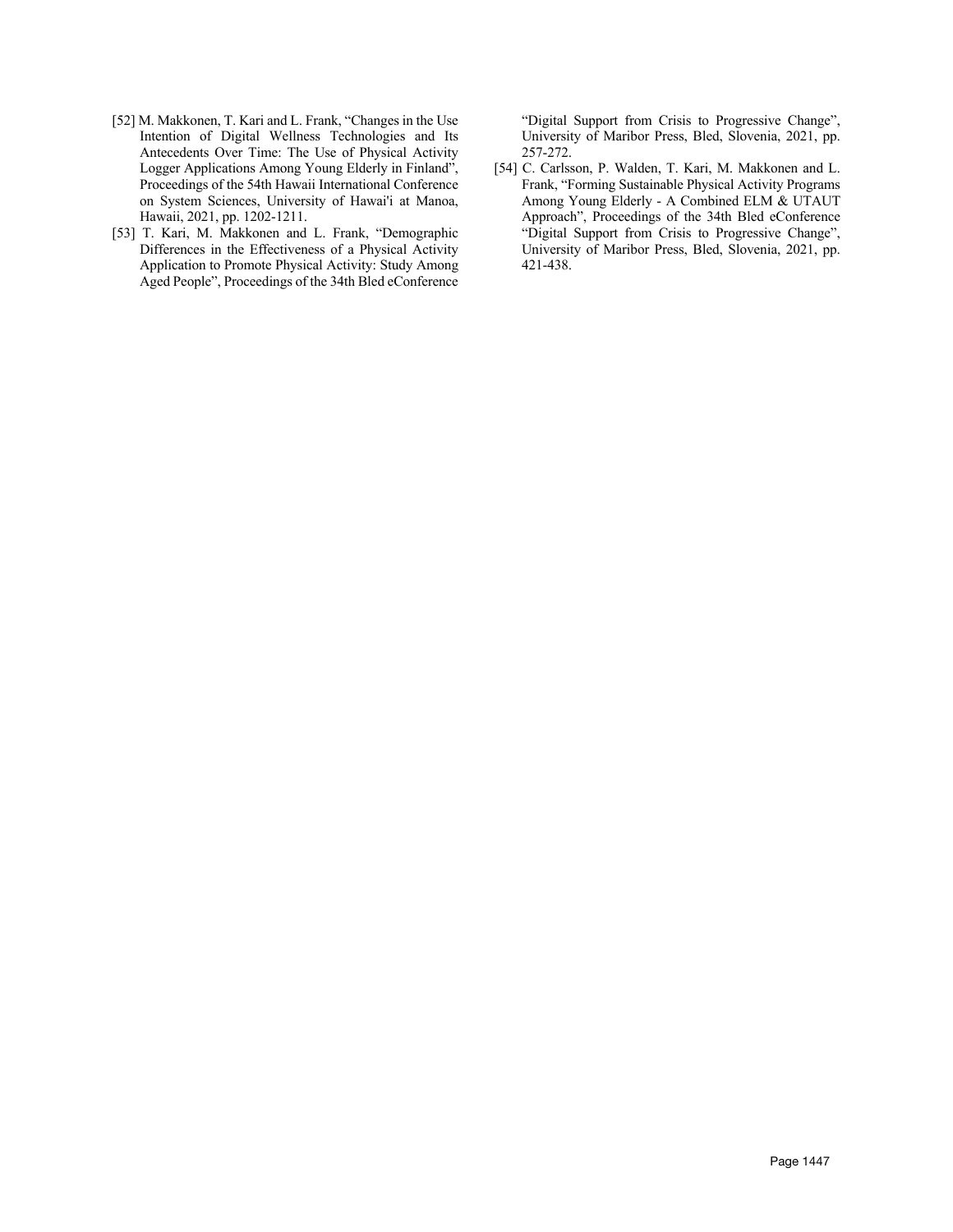[52] M. Makkonen, T. Kari and L. Frank, “Changes in the Use Intention of Digital Wellness Technologies and Its Antecedents Over Time: The Use of Physical Activity Logger Applications Among Young Elderly in Finland”, Proceedings of the 54th Hawaii International Conference on System Sciences, University of Hawai'i at Manoa, Hawaii, 2021, pp. 1202-1211.

[53] T. Kari, M. Makkonen and L. Frank, “Demographic Differences in the Effectiveness of a Physical Activity Application to Promote Physical Activity: Study Among Aged People”, Proceedings of the 34th Bled eConference “Digital Support from Crisis to Progressive Change”, University of Maribor Press, Bled, Slovenia, 2021, pp. 257-272.

[54] C. Carlsson, P. Walden, T. Kari, M. Makkonen and L. Frank, “Forming Sustainable Physical Activity Programs Among Young Elderly - A Combined ELM & UTAUT Approach”, Proceedings of the 34th Bled eConference “Digital Support from Crisis to Progressive Change”, University of Maribor Press, Bled, Slovenia, 2021, pp. 421-438.